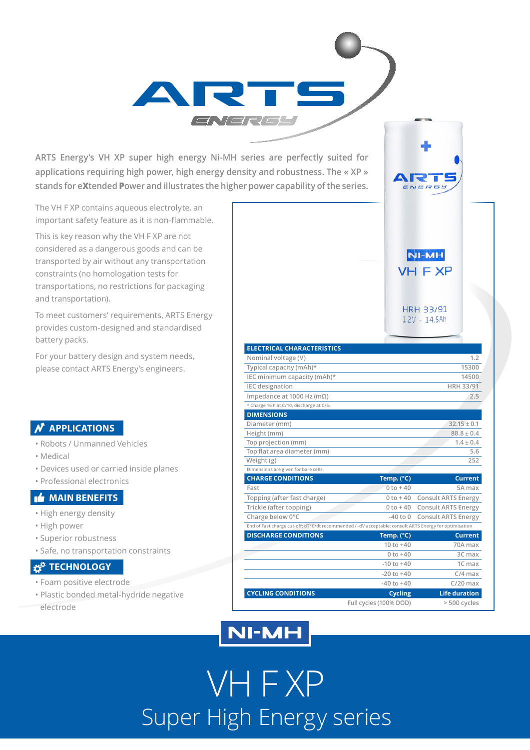# ARTS ENERGY

ARTS Energy's VH XP super high energy Ni-MH series are perfectly suited for applications requiring high power, high energy density and robustness. The « XP » stands for e**X**tended **P**ower and illustrates the higher power capability of the series.

The VH F XP contains aqueous electrolyte, an important safety feature as it is non-flammable.

This is key reason why the VH F XP are not considered as a dangerous goods and can be transported by air without any transportation constraints (no homologation tests for transportations, no restrictions for packaging and transportation).

To meet customers' requirements, ARTS Energy provides custom-designed and standardised battery packs.

For your battery design and system needs, please contact ARTS Energy's engineers.

## APPLICATIONS

- Robots / Unmanned Vehicles
- Medical
- Devices used or carried inside planes
- Professional electronics

## MAIN BENEFITS

- High energy density
- High power
- Superior robustness
- Safe, no transportation constraints

## TECHNOLOGY

- Foam positive electrode
- Plastic bonded metal-hydride negative electrode

| ELECTRICAL CHARACTERISTICS | | |
|---|---|---|
| Nominal voltage (V) | | 1.2 |
| Typical capacity (mAh)* | | 15300 |
| IEC minimum capacity (mAh)* | | 14500 |
| IEC designation | | HRH 33/91 |
| Impedance at 1000 Hz (mΩ) | | 2.5 |

\* Charge 16 h at C/10, discharge at C/5.

| DIMENSIONS | |
|---|---|
| Diameter (mm) | 32.15 ± 0.1 |
| Height (mm) | 88.8 ± 0.4 |
| Top projection (mm) | 1.4 ± 0.4 |
| Top flat area diameter (mm) | 5.6 |
| Weight (g) | 252 |

Dimensions are given for bare cells.

| CHARGE CONDITIONS | Temp. (°C) | Current |
|---|---|---|
| Fast | 0 to + 40 | 5A max |
| Topping (after fast charge) | 0 to + 40 | Consult ARTS Energy |
| Trickle (after topping) | 0 to + 40 | Consult ARTS Energy |
| Charge below 0°C | -40 to 0 | Consult ARTS Energy |

End of Fast charge cut-off: dT°C/dt recommended / -dV acceptable: consult ARTS Energy for optimisation

| DISCHARGE CONDITIONS | Temp. (°C) | Current |
|---|---|---|
| | 10 to +40 | 70A max |
| | 0 to +40 | 3C max |
| | -10 to +40 | 1C max |
| | -20 to +40 | C/4 max |
| | -40 to +40 | C/20 max |

| CYCLING CONDITIONS | Cycling | Life duration |
|---|---|---|
| | Full cycles (100% DOD) | > 500 cycles |

# NI-MH

# VH F XP

## Super High Energy series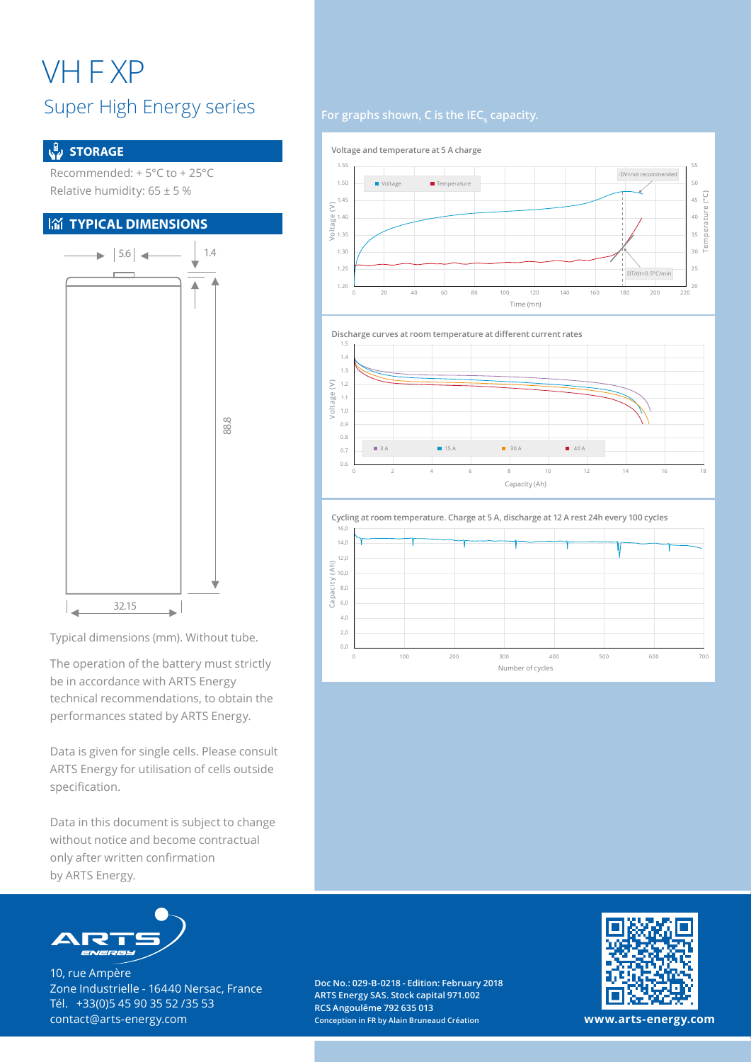# VH F XP

## Super High Energy series

### STORAGE

Recommended: + 5°C to + 25°C
Relative humidity: 65 ± 5 %

### TYPICAL DIMENSIONS

5.6
1.4
88.8
32.15

Typical dimensions (mm). Without tube.

The operation of the battery must strictly be in accordance with ARTS Energy technical recommendations, to obtain the performances stated by ARTS Energy.

Data is given for single cells. Please consult ARTS Energy for utilisation of cells outside specification.

Data in this document is subject to change without notice and become contractual only after written confirmation by ARTS Energy.

**For graphs shown, C is the $IEC_5$ capacity.**

**Voltage and temperature at 5 A charge**

Voltage
Temperature
DV=not recommended
DT/dt=0.5°C/min
Voltage (V)
1.20
1.25
1.30
1.35
1.40
1.45
1.50
1.55
Temperature (°C)
20
25
30
35
40
45
50
55
Time (mn)
0
20
40
60
80
100
120
140
160
180
200
220

**Discharge curves at room temperature at different current rates**

3 A
15 A
30 A
40 A
Voltage (V)
0.6
0.7
0.8
0.9
1.0
1.1
1.2
1.3
1.4
1.5
Capacity (Ah)
0
2
4
6
8
10
12
14
16
18

**Cycling at room temperature. Charge at 5 A, discharge at 12 A rest 24h every 100 cycles**

Capacity (Ah)
0,0
2,0
4,0
6,0
8,0
10,0
12,0
14,0
16,0
Number of cycles
0
100
200
300
400
500
600
700

ARTS ENERGY

10, rue Ampère
Zone Industrielle - 16440 Nersac, France
Tél. +33(0)5 45 90 35 52 /35 53
contact@arts-energy.com

**Doc No.: 029-B-0218 - Edition: February 2018**
**ARTS Energy SAS. Stock capital 971.002**
**RCS Angoulême 792 635 013**
**Conception in FR by Alain Bruneaud Création**

**www.arts-energy.com**